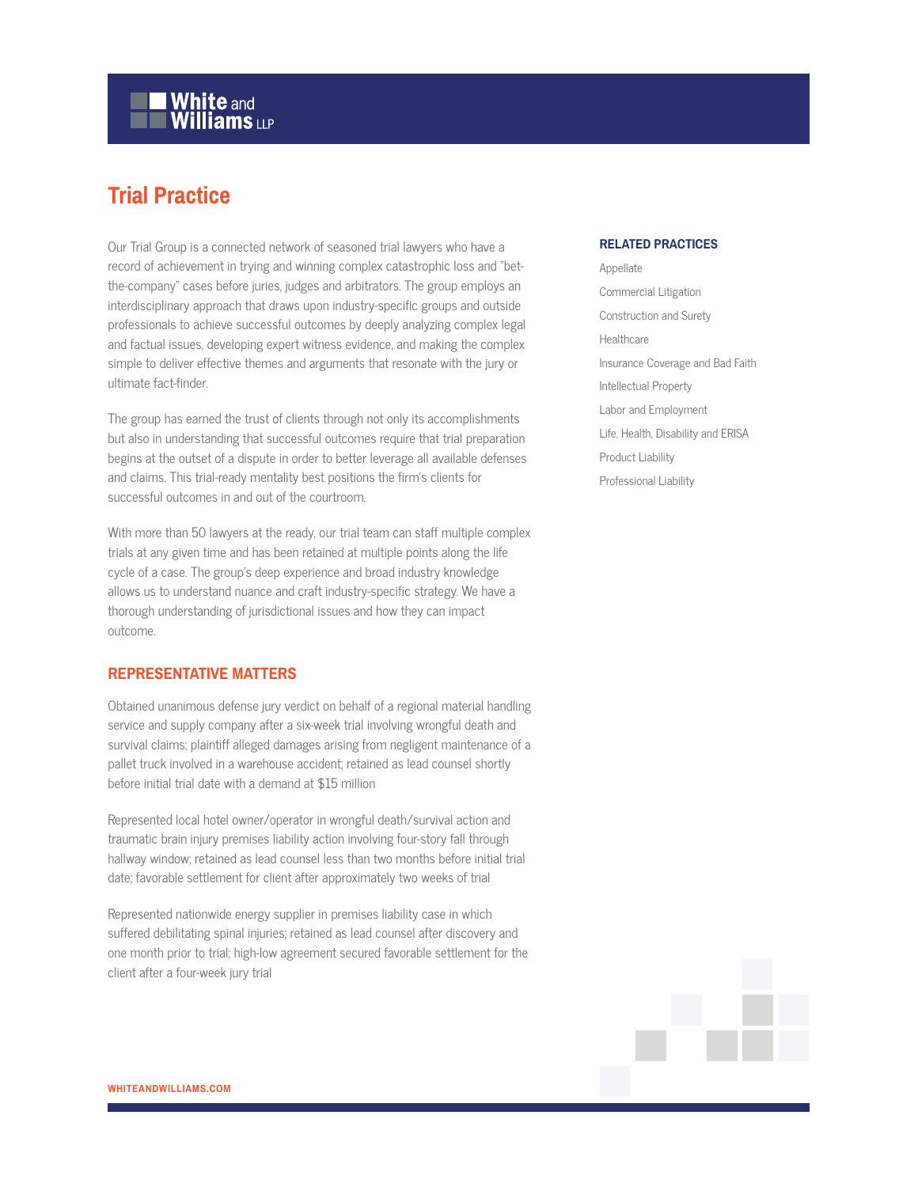White and Williams LLP

# Trial Practice

Our Trial Group is a connected network of seasoned trial lawyers who have a record of achievement in trying and winning complex catastrophic loss and "bet-the-company" cases before juries, judges and arbitrators. The group employs an interdisciplinary approach that draws upon industry-specific groups and outside professionals to achieve successful outcomes by deeply analyzing complex legal and factual issues, developing expert witness evidence, and making the complex simple to deliver effective themes and arguments that resonate with the jury or ultimate fact-finder.

The group has earned the trust of clients through not only its accomplishments but also in understanding that successful outcomes require that trial preparation begins at the outset of a dispute in order to better leverage all available defenses and claims. This trial-ready mentality best positions the firm's clients for successful outcomes in and out of the courtroom.

With more than 50 lawyers at the ready, our trial team can staff multiple complex trials at any given time and has been retained at multiple points along the life cycle of a case. The group's deep experience and broad industry knowledge allows us to understand nuance and craft industry-specific strategy. We have a thorough understanding of jurisdictional issues and how they can impact outcome.

## REPRESENTATIVE MATTERS

Obtained unanimous defense jury verdict on behalf of a regional material handling service and supply company after a six-week trial involving wrongful death and survival claims; plaintiff alleged damages arising from negligent maintenance of a pallet truck involved in a warehouse accident; retained as lead counsel shortly before initial trial date with a demand at $15 million

Represented local hotel owner/operator in wrongful death/survival action and traumatic brain injury premises liability action involving four-story fall through hallway window; retained as lead counsel less than two months before initial trial date; favorable settlement for client after approximately two weeks of trial

Represented nationwide energy supplier in premises liability case in which suffered debilitating spinal injuries; retained as lead counsel after discovery and one month prior to trial; high-low agreement secured favorable settlement for the client after a four-week jury trial

## RELATED PRACTICES

- Appellate
- Commercial Litigation
- Construction and Surety
- Healthcare
- Insurance Coverage and Bad Faith
- Intellectual Property
- Labor and Employment
- Life, Health, Disability and ERISA
- Product Liability
- Professional Liability

WHITEANDWILLIAMS.COM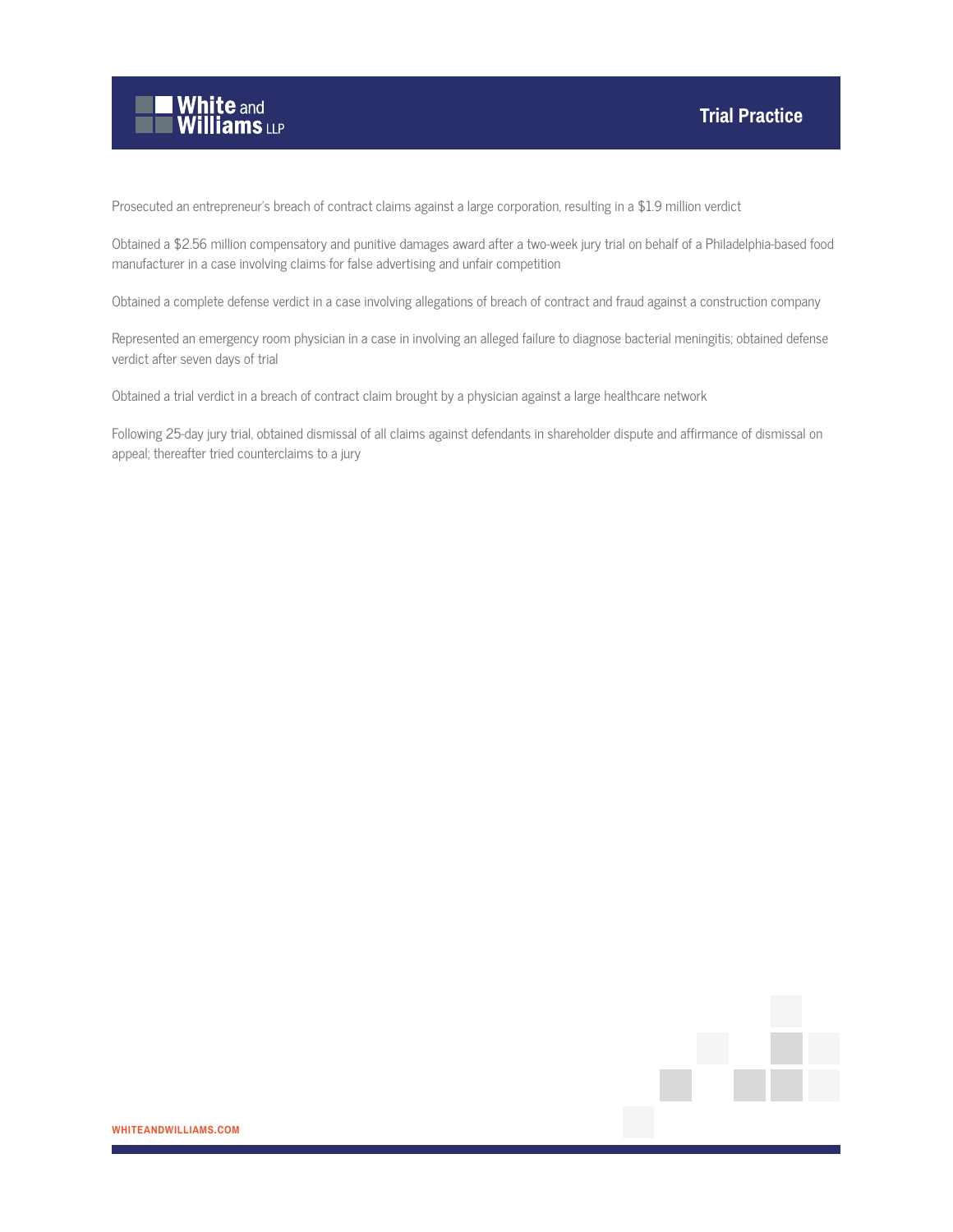Prosecuted an entrepreneur's breach of contract claims against a large corporation, resulting in a $1.9 million verdict

Obtained a $2.56 million compensatory and punitive damages award after a two-week jury trial on behalf of a Philadelphia-based food manufacturer in a case involving claims for false advertising and unfair competition

Obtained a complete defense verdict in a case involving allegations of breach of contract and fraud against a construction company

Represented an emergency room physician in a case in involving an alleged failure to diagnose bacterial meningitis; obtained defense verdict after seven days of trial

Obtained a trial verdict in a breach of contract claim brought by a physician against a large healthcare network

Following 25-day jury trial, obtained dismissal of all claims against defendants in shareholder dispute and affirmance of dismissal on appeal; thereafter tried counterclaims to a jury